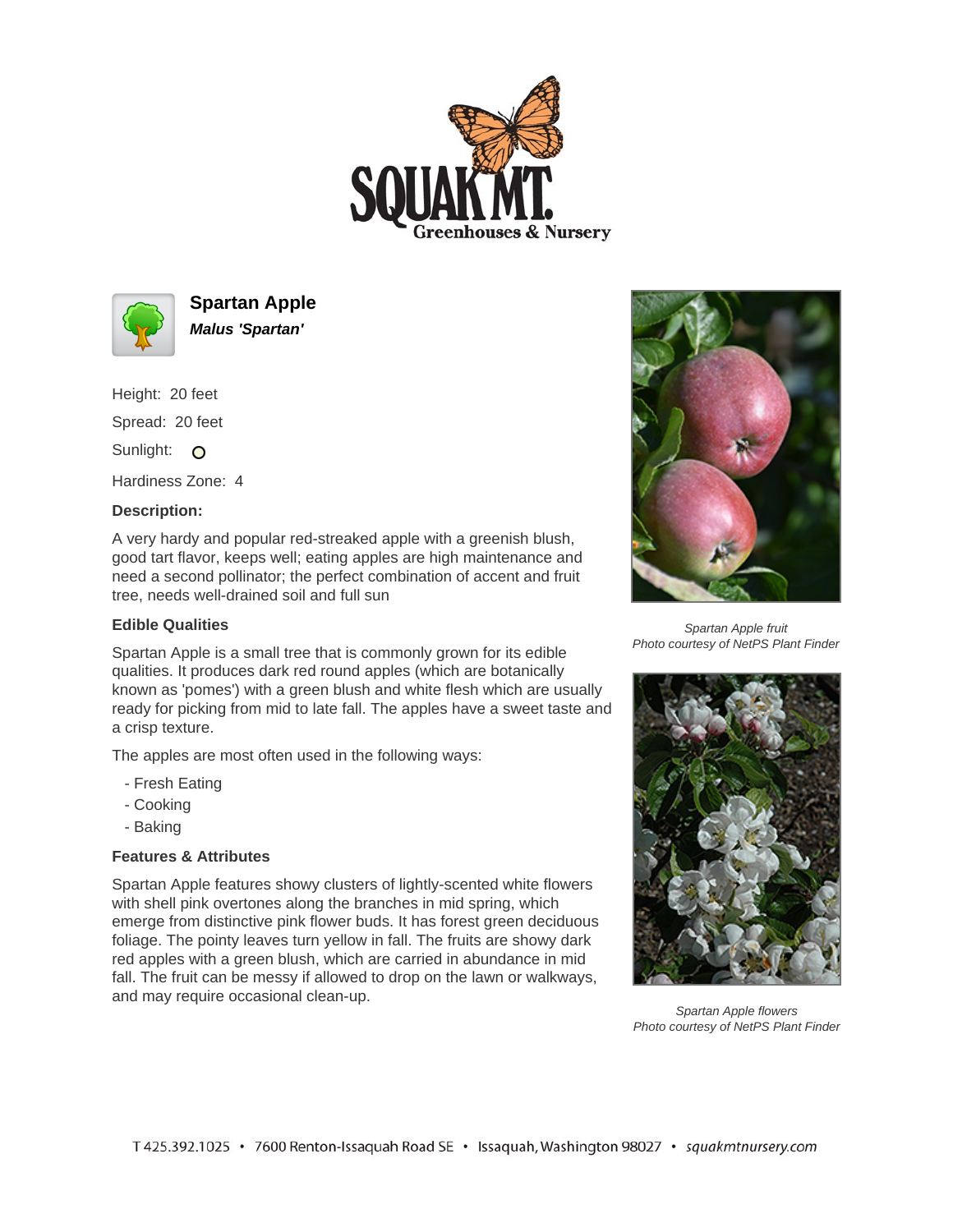# Spartan Apple

***Malus 'Spartan'***

Height: 20 feet

Spread: 20 feet

Sunlight:

Hardiness Zone: 4

**Description:**

A very hardy and popular red-streaked apple with a greenish blush, good tart flavor, keeps well; eating apples are high maintenance and need a second pollinator; the perfect combination of accent and fruit tree, needs well-drained soil and full sun

## Edible Qualities

Spartan Apple is a small tree that is commonly grown for its edible qualities. It produces dark red round apples (which are botanically known as 'pomes') with a green blush and white flesh which are usually ready for picking from mid to late fall. The apples have a sweet taste and a crisp texture.

The apples are most often used in the following ways:

- Fresh Eating
- Cooking
- Baking

## Features & Attributes

Spartan Apple features showy clusters of lightly-scented white flowers with shell pink overtones along the branches in mid spring, which emerge from distinctive pink flower buds. It has forest green deciduous foliage. The pointy leaves turn yellow in fall. The fruits are showy dark red apples with a green blush, which are carried in abundance in mid fall. The fruit can be messy if allowed to drop on the lawn or walkways, and may require occasional clean-up.

*Spartan Apple fruit*
*Photo courtesy of NetPS Plant Finder*

*Spartan Apple flowers*
*Photo courtesy of NetPS Plant Finder*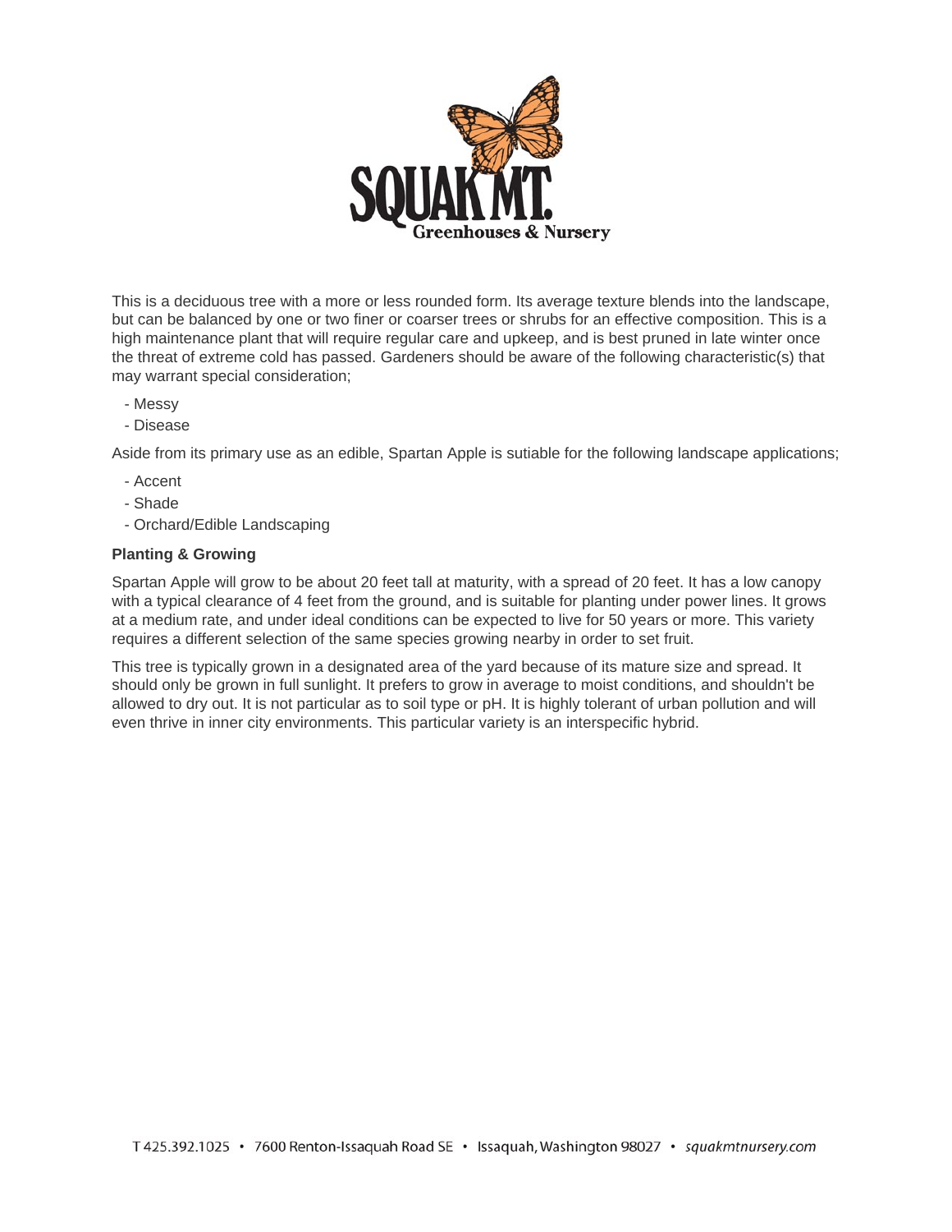This is a deciduous tree with a more or less rounded form. Its average texture blends into the landscape, but can be balanced by one or two finer or coarser trees or shrubs for an effective composition. This is a high maintenance plant that will require regular care and upkeep, and is best pruned in late winter once the threat of extreme cold has passed. Gardeners should be aware of the following characteristic(s) that may warrant special consideration;

- Messy
- Disease

Aside from its primary use as an edible, Spartan Apple is sutiable for the following landscape applications;

- Accent
- Shade
- Orchard/Edible Landscaping

**Planting & Growing**

Spartan Apple will grow to be about 20 feet tall at maturity, with a spread of 20 feet. It has a low canopy with a typical clearance of 4 feet from the ground, and is suitable for planting under power lines. It grows at a medium rate, and under ideal conditions can be expected to live for 50 years or more. This variety requires a different selection of the same species growing nearby in order to set fruit.

This tree is typically grown in a designated area of the yard because of its mature size and spread. It should only be grown in full sunlight. It prefers to grow in average to moist conditions, and shouldn't be allowed to dry out. It is not particular as to soil type or pH. It is highly tolerant of urban pollution and will even thrive in inner city environments. This particular variety is an interspecific hybrid.